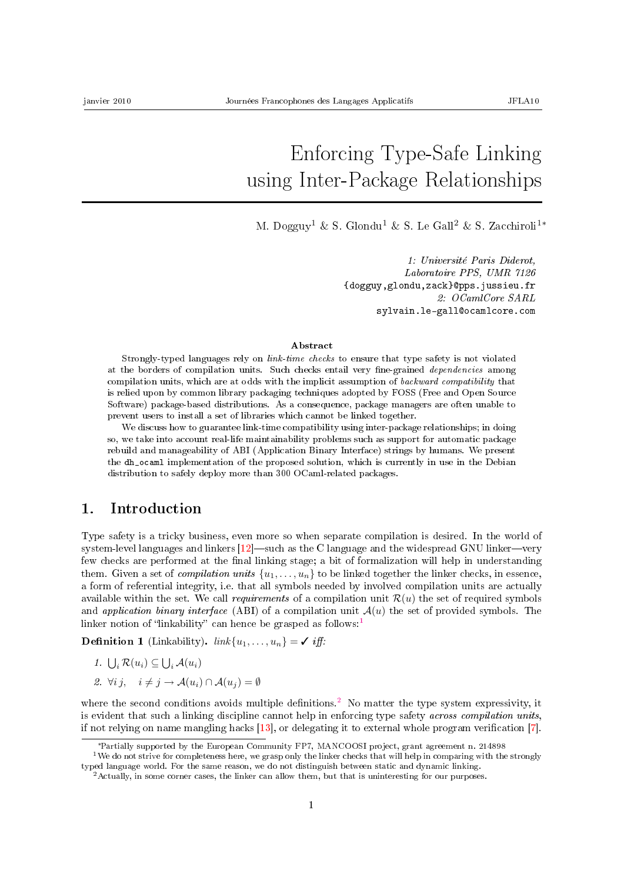# Enforcing Type-Safe Linking using Inter-Package Relationships

M. Dogguy[1] & S. Glondu[1] & S. Le Gall[2] & S. Zacchiroli[1*]

*1: Université Paris Diderot, Laboratoire PPS, UMR 7126*
{dogguy,glondu,zack}@pps.jussieu.fr
*2: OCamlCore SARL*
sylvain.le-gall@ocamlcore.com

**Abstract**

Strongly-typed languages rely on *link-time checks* to ensure that type safety is not violated at the borders of compilation units. Such checks entail very fine-grained *dependencies* among compilation units, which are at odds with the implicit assumption of *backward compatibility* that is relied upon by common library packaging techniques adopted by FOSS (Free and Open Source Software) package-based distributions. As a consequence, package managers are often unable to prevent users to install a set of libraries which cannot be linked together.

We discuss how to guarantee link-time compatibility using inter-package relationships; in doing so, we take into account real-life maintainability problems such as support for automatic package rebuild and manageability of ABI (Application Binary Interface) strings by humans. We present the `dh_ocaml` implementation of the proposed solution, which is currently in use in the Debian distribution to safely deploy more than 300 OCaml-related packages.

## 1. Introduction

Type safety is a tricky business, even more so when separate compilation is desired. In the world of system-level languages and linkers [12]—such as the C language and the widespread GNU linker—very few checks are performed at the final linking stage; a bit of formalization will help in understanding them. Given a set of *compilation units* $\{u_1, \ldots, u_n\}$ to be linked together the linker checks, in essence, a form of referential integrity, i.e. that all symbols needed by involved compilation units are actually available within the set. We call *requirements* of a compilation unit $\mathcal{R}(u)$ the set of required symbols and *application binary interface* (ABI) of a compilation unit $\mathcal{A}(u)$ the set of provided symbols. The linker notion of "linkability" can hence be grasped as follows:[1]

**Definition 1** (Linkability)**.** *$link\{u_1, \ldots, u_n\} = \checkmark$ iff:*

1. $\bigcup_i \mathcal{R}(u_i) \subseteq \bigcup_i \mathcal{A}(u_i)$
2. $\forall i\, j, \quad i \neq j \rightarrow \mathcal{A}(u_i) \cap \mathcal{A}(u_j) = \emptyset$

where the second conditions avoids multiple definitions.[2] No matter the type system expressivity, it is evident that such a linking discipline cannot help in enforcing type safety *across compilation units*, if not relying on name mangling hacks [13], or delegating it to external whole program verification [7].

---

*Partially supported by the European Community FP7, MANCOOSI project, grant agreement n. 214898

[1] We do not strive for completeness here, we grasp only the linker checks that will help in comparing with the strongly typed language world. For the same reason, we do not distinguish between static and dynamic linking.

[2] Actually, in some corner cases, the linker can allow them, but that is uninteresting for our purposes.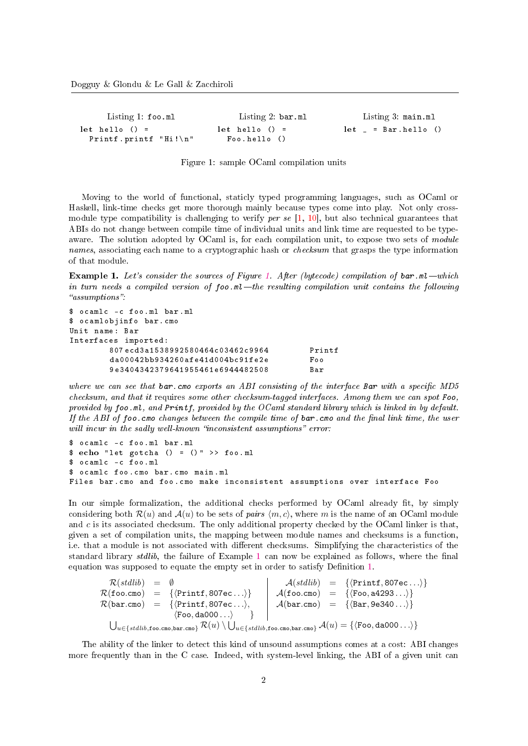Listing 1: foo.ml

```
let hello () =
  Printf.printf "Hi!\n"
```

Listing 2: bar.ml

```
let hello () =
  Foo.hello ()
```

Listing 3: main.ml

```
let _ = Bar.hello ()
```

Figure 1: sample OCaml compilation units

Moving to the world of functional, staticly typed programming languages, such as OCaml or Haskell, link-time checks get more thorough mainly because types come into play. Not only cross-module type compatibility is challenging to verify *per se* [1, 10], but also technical guarantees that ABIs do not change between compile time of individual units and link time are requested to be type-aware. The solution adopted by OCaml is, for each compilation unit, to expose two sets of *module names*, associating each name to a cryptographic hash or *checksum* that grasps the type information of that module.

**Example 1.** *Let's consider the sources of Figure 1. After (bytecode) compilation of* `bar.ml`*—which in turn needs a compiled version of* `foo.ml`*—the resulting compilation unit contains the following "assumptions":*

```
$ ocamlc -c foo.ml bar.ml
$ ocamlobjinfo bar.cmo
Unit name: Bar
Interfaces imported:
        807ecd3a1538992580464c03462c9964        Printf
        da00042bb934260afe41d004bc91fe2e        Foo
        9e3404342379641955461e6944482508        Bar
```

*where we can see that* `bar.cmo` *exports an ABI consisting of the interface* `Bar` *with a specific MD5 checksum, and that it* requires *some other checksum-tagged interfaces. Among them we can spot* `Foo`*, provided by* `foo.ml`*, and* `Printf`*, provided by the OCaml standard library which is linked in by default. If the ABI of* `foo.cmo` *changes between the compile time of* `bar.cmo` *and the final link time, the user will incur in the sadly well-known "inconsistent assumptions" error:*

```
$ ocamlc -c foo.ml bar.ml
$ echo "let gotcha () = ()" >> foo.ml
$ ocamlc -c foo.ml
$ ocamlc foo.cmo bar.cmo main.ml
Files bar.cmo and foo.cmo make inconsistent assumptions over interface Foo
```

In our simple formalization, the additional checks performed by OCaml already fit, by simply considering both $\mathcal{R}(u)$ and $\mathcal{A}(u)$ to be sets of *pairs* $\langle m, c\rangle$, where $m$ is the name of an OCaml module and $c$ is its associated checksum. The only additional property checked by the OCaml linker is that, given a set of compilation units, the mapping between module names and checksums is a function, i.e. that a module is not associated with different checksums. Simplifying the characteristics of the standard library *stdlib*, the failure of Example 1 can now be explained as follows, where the final equation was supposed to equate the empty set in order to satisfy Definition 1.

$$
\begin{array}{rcl|rcl}
\mathcal{R}(stdlib) & = & \emptyset & \mathcal{A}(stdlib) & = & \{\langle \mathsf{Printf}, \mathsf{807ec}\ldots\rangle\} \\
\mathcal{R}(\mathsf{foo.cmo}) & = & \{\langle \mathsf{Printf}, \mathsf{807ec}\ldots\rangle\} & \mathcal{A}(\mathsf{foo.cmo}) & = & \{\langle \mathsf{Foo}, \mathsf{a4293}\ldots\rangle\} \\
\mathcal{R}(\mathsf{bar.cmo}) & = & \{\langle \mathsf{Printf}, \mathsf{807ec}\ldots\rangle, & \mathcal{A}(\mathsf{bar.cmo}) & = & \{\langle \mathsf{Bar}, \mathsf{9e340}\ldots\rangle\} \\
 & & \ \ \langle \mathsf{Foo}, \mathsf{da000}\ldots\rangle \quad \} & & &
\end{array}
$$

$$
\bigcup_{u \in \{stdlib, \mathsf{foo.cmo}, \mathsf{bar.cmo}\}} \mathcal{R}(u) \setminus \bigcup_{u \in \{stdlib, \mathsf{foo.cmo}, \mathsf{bar.cmo}\}} \mathcal{A}(u) = \{\langle \mathsf{Foo}, \mathsf{da000}\ldots\rangle\}
$$

The ability of the linker to detect this kind of unsound assumptions comes at a cost: ABI changes more frequently than in the C case. Indeed, with system-level linking, the ABI of a given unit can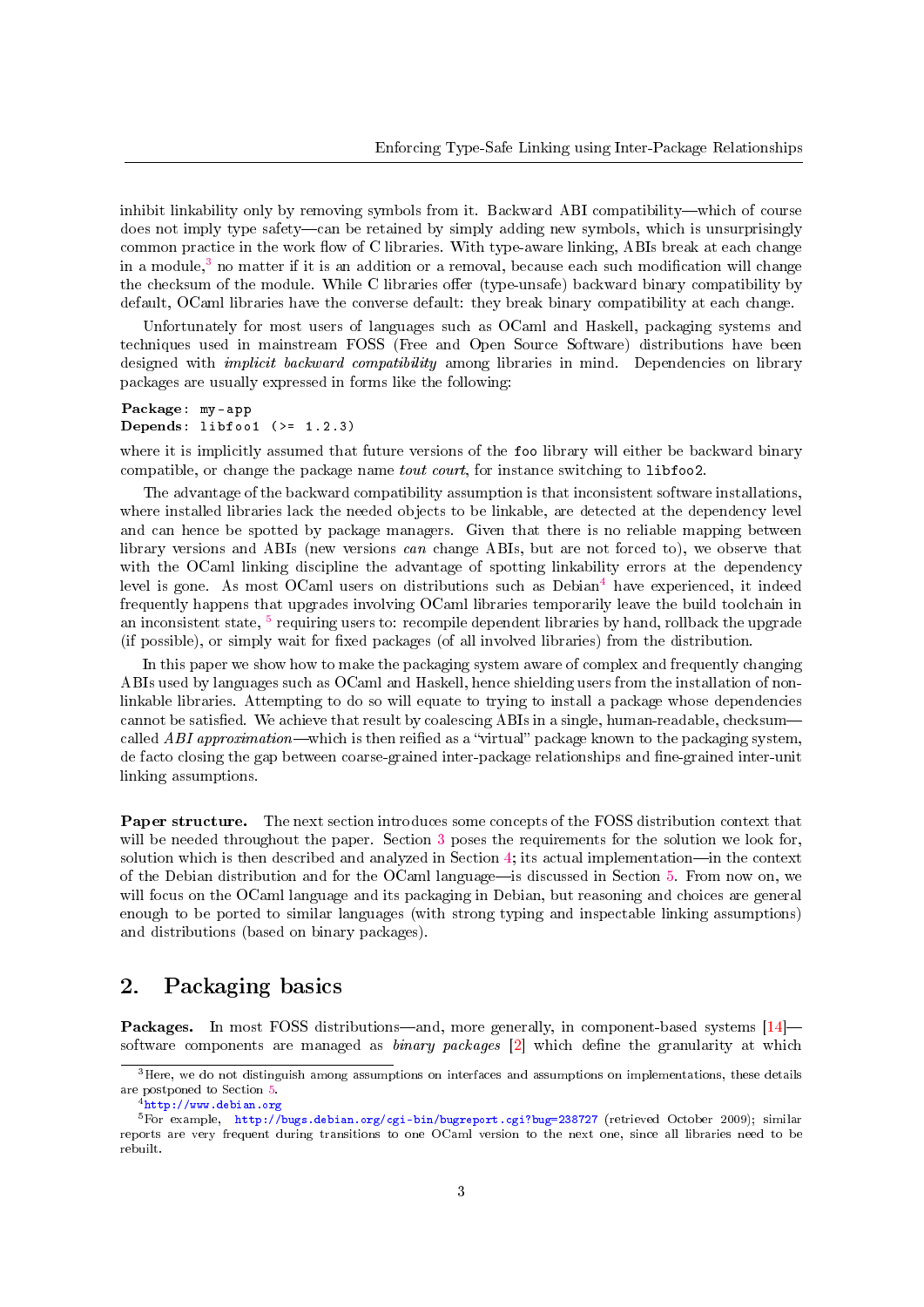inhibit linkability only by removing symbols from it. Backward ABI compatibility—which of course does not imply type safety—can be retained by simply adding new symbols, which is unsurprisingly common practice in the work flow of C libraries. With type-aware linking, ABIs break at each change in a module,[3] no matter if it is an addition or a removal, because each such modification will change the checksum of the module. While C libraries offer (type-unsafe) backward binary compatibility by default, OCaml libraries have the converse default: they break binary compatibility at each change.

Unfortunately for most users of languages such as OCaml and Haskell, packaging systems and techniques used in mainstream FOSS (Free and Open Source Software) distributions have been designed with *implicit backward compatibility* among libraries in mind. Dependencies on library packages are usually expressed in forms like the following:

```
Package: my-app
Depends: libfoo1 (>= 1.2.3)
```

where it is implicitly assumed that future versions of the `foo` library will either be backward binary compatible, or change the package name *tout court*, for instance switching to `libfoo2`.

The advantage of the backward compatibility assumption is that inconsistent software installations, where installed libraries lack the needed objects to be linkable, are detected at the dependency level and can hence be spotted by package managers. Given that there is no reliable mapping between library versions and ABIs (new versions *can* change ABIs, but are not forced to), we observe that with the OCaml linking discipline the advantage of spotting linkability errors at the dependency level is gone. As most OCaml users on distributions such as Debian[4] have experienced, it indeed frequently happens that upgrades involving OCaml libraries temporarily leave the build toolchain in an inconsistent state, [5] requiring users to: recompile dependent libraries by hand, rollback the upgrade (if possible), or simply wait for fixed packages (of all involved libraries) from the distribution.

In this paper we show how to make the packaging system aware of complex and frequently changing ABIs used by languages such as OCaml and Haskell, hence shielding users from the installation of non-linkable libraries. Attempting to do so will equate to trying to install a package whose dependencies cannot be satisfied. We achieve that result by coalescing ABIs in a single, human-readable, checksum—called *ABI approximation*—which is then reified as a "virtual" package known to the packaging system, de facto closing the gap between coarse-grained inter-package relationships and fine-grained inter-unit linking assumptions.

**Paper structure.** The next section introduces some concepts of the FOSS distribution context that will be needed throughout the paper. Section 3 poses the requirements for the solution we look for, solution which is then described and analyzed in Section 4; its actual implementation—in the context of the Debian distribution and for the OCaml language—is discussed in Section 5. From now on, we will focus on the OCaml language and its packaging in Debian, but reasoning and choices are general enough to be ported to similar languages (with strong typing and inspectable linking assumptions) and distributions (based on binary packages).

## 2. Packaging basics

**Packages.** In most FOSS distributions—and, more generally, in component-based systems [14]—software components are managed as *binary packages* [2] which define the granularity at which

[3] Here, we do not distinguish among assumptions on interfaces and assumptions on implementations, these details are postponed to Section 5.

[4] http://www.debian.org

[5] For example, http://bugs.debian.org/cgi-bin/bugreport.cgi?bug=238727 (retrieved October 2009); similar reports are very frequent during transitions to one OCaml version to the next one, since all libraries need to be rebuilt.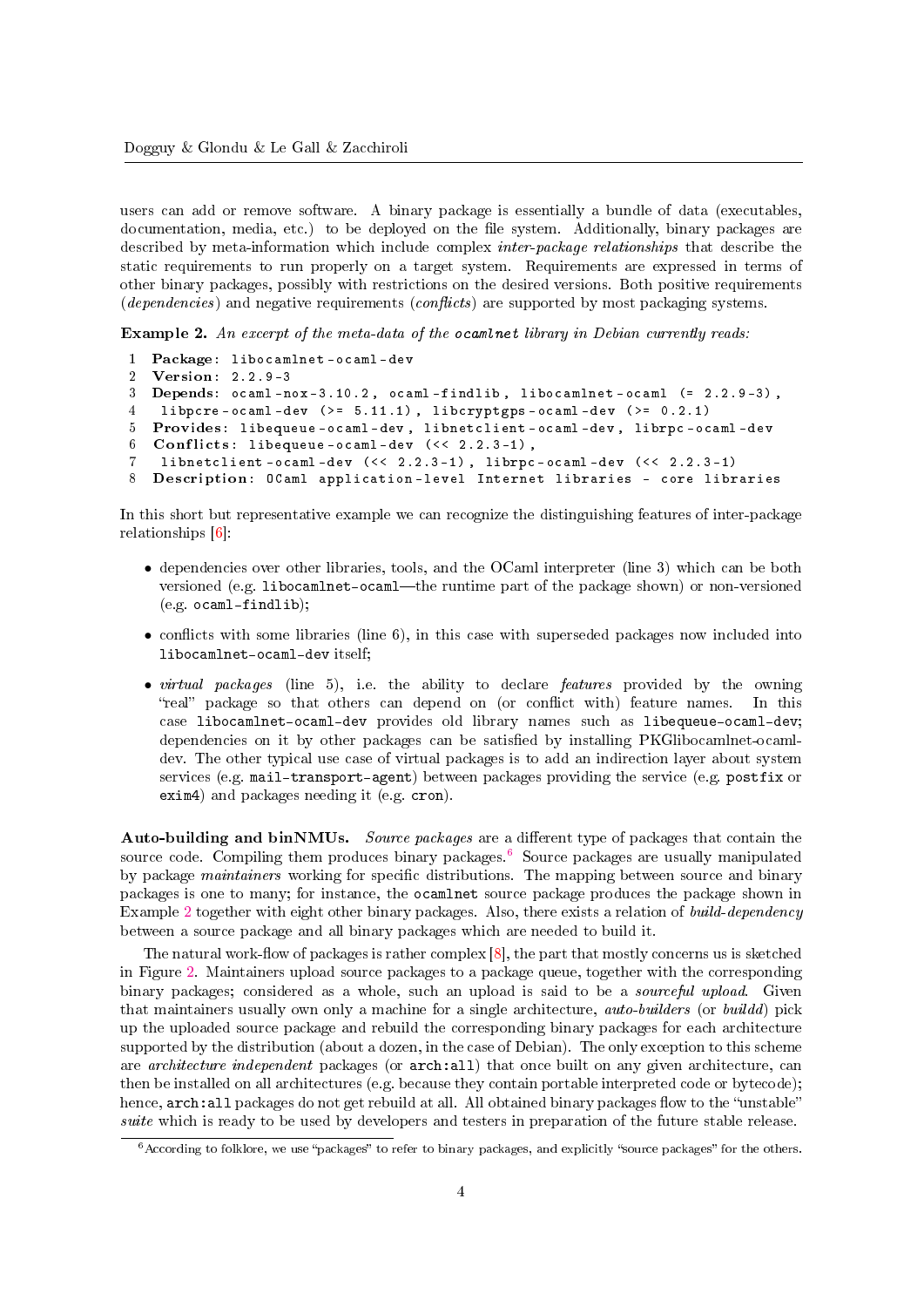users can add or remove software. A binary package is essentially a bundle of data (executables, documentation, media, etc.) to be deployed on the file system. Additionally, binary packages are described by meta-information which include complex *inter-package relationships* that describe the static requirements to run properly on a target system. Requirements are expressed in terms of other binary packages, possibly with restrictions on the desired versions. Both positive requirements (*dependencies*) and negative requirements (*conflicts*) are supported by most packaging systems.

**Example 2.** *An excerpt of the meta-data of the* `ocamlnet` *library in Debian currently reads:*

```
1  Package: libocamlnet-ocaml-dev
2  Version: 2.2.9-3
3  Depends: ocaml-nox-3.10.2, ocaml-findlib, libocamlnet-ocaml (= 2.2.9-3),
4   libpcre-ocaml-dev (>= 5.11.1), libcryptgps-ocaml-dev (>= 0.2.1)
5  Provides: libequeue-ocaml-dev, libnetclient-ocaml-dev, librpc-ocaml-dev
6  Conflicts: libequeue-ocaml-dev (<< 2.2.3-1),
7   libnetclient-ocaml-dev (<< 2.2.3-1), librpc-ocaml-dev (<< 2.2.3-1)
8  Description: OCaml application-level Internet libraries - core libraries
```

In this short but representative example we can recognize the distinguishing features of inter-package relationships [6]:

- dependencies over other libraries, tools, and the OCaml interpreter (line 3) which can be both versioned (e.g. `libocamlnet-ocaml`—the runtime part of the package shown) or non-versioned (e.g. `ocaml-findlib`);
- conflicts with some libraries (line 6), in this case with superseded packages now included into `libocamlnet-ocaml-dev` itself;
- *virtual packages* (line 5), i.e. the ability to declare *features* provided by the owning "real" package so that others can depend on (or conflict with) feature names. In this case `libocamlnet-ocaml-dev` provides old library names such as `libequeue-ocaml-dev`; dependencies on it by other packages can be satisfied by installing PKGlibocamlnet-ocaml-dev. The other typical use case of virtual packages is to add an indirection layer about system services (e.g. `mail-transport-agent`) between packages providing the service (e.g. `postfix` or `exim4`) and packages needing it (e.g. `cron`).

**Auto-building and binNMUs.** *Source packages* are a different type of packages that contain the source code. Compiling them produces binary packages.[6] Source packages are usually manipulated by package *maintainers* working for specific distributions. The mapping between source and binary packages is one to many; for instance, the `ocamlnet` source package produces the package shown in Example 2 together with eight other binary packages. Also, there exists a relation of *build-dependency* between a source package and all binary packages which are needed to build it.

The natural work-flow of packages is rather complex [8], the part that mostly concerns us is sketched in Figure 2. Maintainers upload source packages to a package queue, together with the corresponding binary packages; considered as a whole, such an upload is said to be a *sourceful upload*. Given that maintainers usually own only a machine for a single architecture, *auto-builders* (or *buildd*) pick up the uploaded source package and rebuild the corresponding binary packages for each architecture supported by the distribution (about a dozen, in the case of Debian). The only exception to this scheme are *architecture independent* packages (or `arch:all`) that once built on any given architecture, can then be installed on all architectures (e.g. because they contain portable interpreted code or bytecode); hence, `arch:all` packages do not get rebuild at all. All obtained binary packages flow to the "unstable" *suite* which is ready to be used by developers and testers in preparation of the future stable release.

[6] According to folklore, we use "packages" to refer to binary packages, and explicitly "source packages" for the others.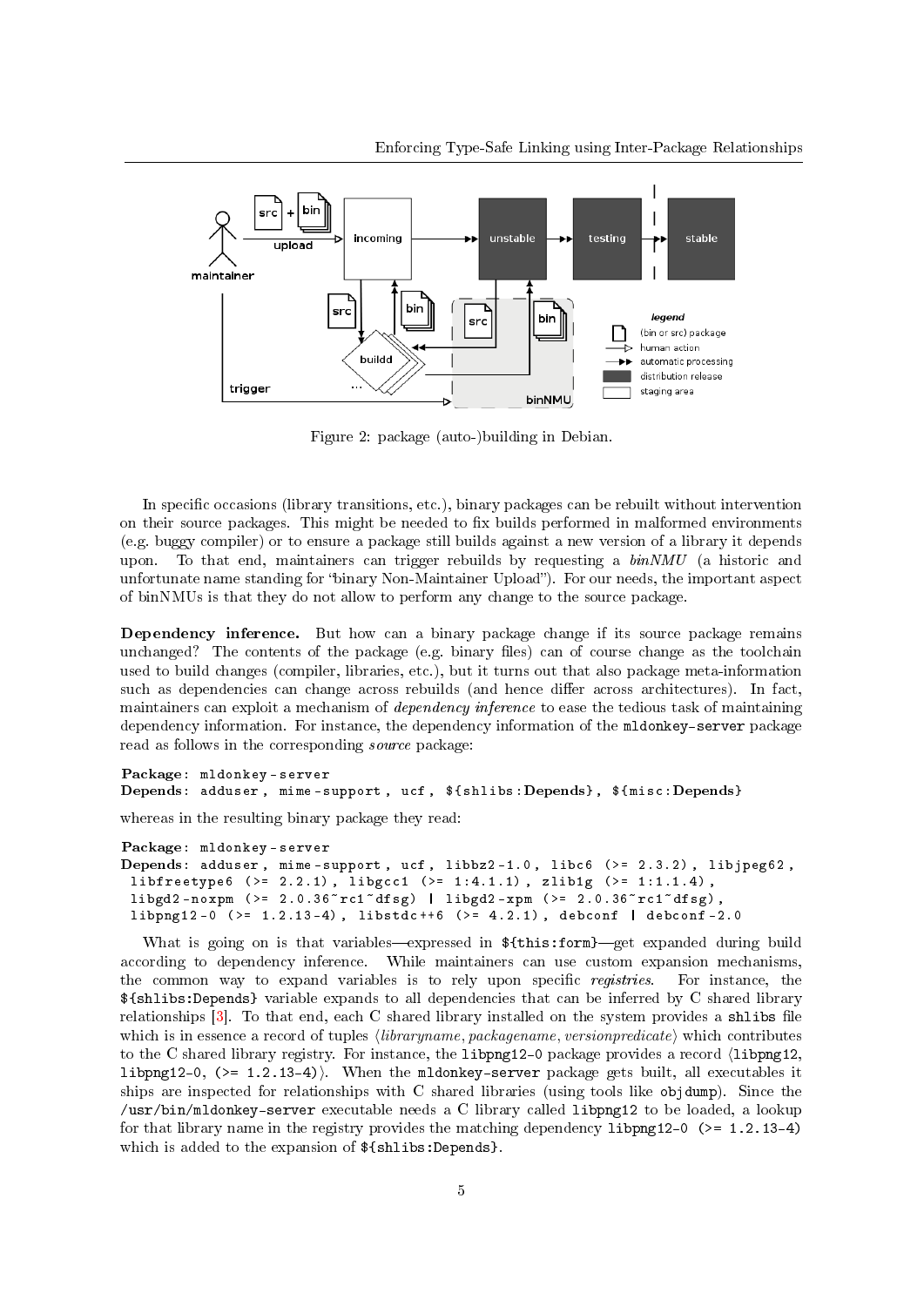Figure 2: package (auto-)building in Debian.

In specific occasions (library transitions, etc.), binary packages can be rebuilt without intervention on their source packages. This might be needed to fix builds performed in malformed environments (e.g. buggy compiler) or to ensure a package still builds against a new version of a library it depends upon. To that end, maintainers can trigger rebuilds by requesting a *binNMU* (a historic and unfortunate name standing for "binary Non-Maintainer Upload"). For our needs, the important aspect of binNMUs is that they do not allow to perform any change to the source package.

**Dependency inference.** But how can a binary package change if its source package remains unchanged? The contents of the package (e.g. binary files) can of course change as the toolchain used to build changes (compiler, libraries, etc.), but it turns out that also package meta-information such as dependencies can change across rebuilds (and hence differ across architectures). In fact, maintainers can exploit a mechanism of *dependency inference* to ease the tedious task of maintaining dependency information. For instance, the dependency information of the `mldonkey-server` package read as follows in the corresponding *source* package:

```
Package: mldonkey-server
Depends: adduser, mime-support, ucf, ${shlibs:Depends}, ${misc:Depends}
```

whereas in the resulting binary package they read:

```
Package: mldonkey-server
Depends: adduser, mime-support, ucf, libbz2-1.0, libc6 (>= 2.3.2), libjpeg62,
 libfreetype6 (>= 2.2.1), libgcc1 (>= 1:4.1.1), zlib1g (>= 1:1.1.4),
 libgd2-noxpm (>= 2.0.36~rc1~dfsg) | libgd2-xpm (>= 2.0.36~rc1~dfsg),
 libpng12-0 (>= 1.2.13-4), libstdc++6 (>= 4.2.1), debconf | debconf-2.0
```

What is going on is that variables—expressed in `${this:form}`—get expanded during build according to dependency inference. While maintainers can use custom expansion mechanisms, the common way to expand variables is to rely upon specific *registries*. For instance, the `${shlibs:Depends}` variable expands to all dependencies that can be inferred by C shared library relationships [3]. To that end, each C shared library installed on the system provides a `shlibs` file which is in essence a record of tuples $\langle$*libraryname*, *packagename*, *versionpredicate*$\rangle$ which contributes to the C shared library registry. For instance, the `libpng12-0` package provides a record $\langle$`libpng12, libpng12-0, (>= 1.2.13-4)`$\rangle$. When the `mldonkey-server` package gets built, all executables it ships are inspected for relationships with C shared libraries (using tools like `objdump`). Since the `/usr/bin/mldonkey-server` executable needs a C library called `libpng12` to be loaded, a lookup for that library name in the registry provides the matching dependency `libpng12-0 (>= 1.2.13-4)` which is added to the expansion of `${shlibs:Depends}`.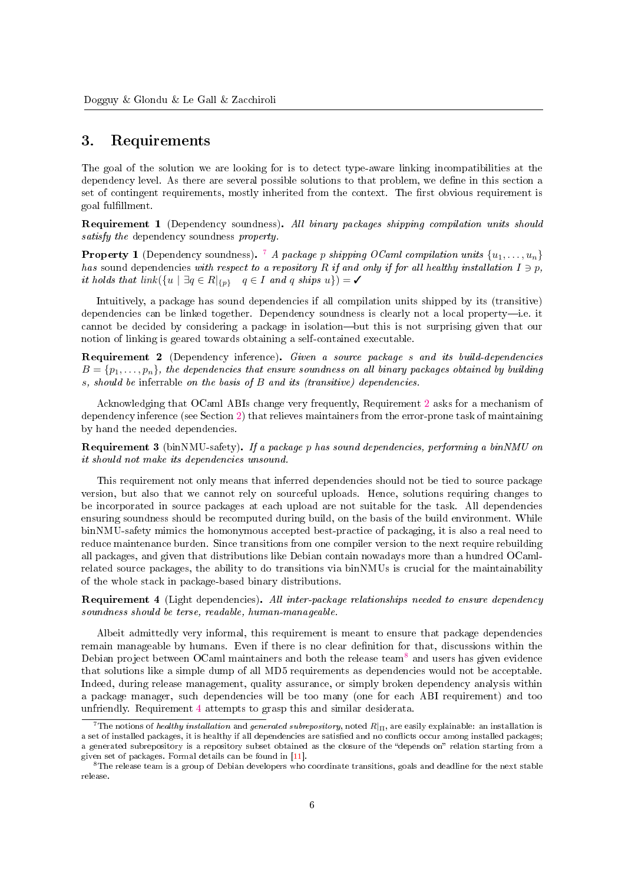## 3. Requirements

The goal of the solution we are looking for is to detect type-aware linking incompatibilities at the dependency level. As there are several possible solutions to that problem, we define in this section a set of contingent requirements, mostly inherited from the context. The first obvious requirement is goal fulfillment.

**Requirement 1** (Dependency soundness)**.** *All binary packages shipping compilation units should satisfy the* dependency soundness *property.*

**Property 1** (Dependency soundness)**.** [7] *A package $p$ shipping OCaml compilation units $\{u_1, \ldots, u_n\}$ has* sound dependencies *with respect to a repository $R$ if and only if for all healthy installation $I \ni p$, it holds that* $link(\{u \mid \exists q \in R|_{\{p\}} \quad q \in I \text{ and } q \text{ ships } u\}) = \checkmark$

Intuitively, a package has sound dependencies if all compilation units shipped by its (transitive) dependencies can be linked together. Dependency soundness is clearly not a local property—i.e. it cannot be decided by considering a package in isolation—but this is not surprising given that our notion of linking is geared towards obtaining a self-contained executable.

**Requirement 2** (Dependency inference)**.** *Given a source package $s$ and its build-dependencies $B = \{p_1, \ldots, p_n\}$, the dependencies that ensure soundness on all binary packages obtained by building $s$, should be* inferrable *on the basis of $B$ and its (transitive) dependencies.*

Acknowledging that OCaml ABIs change very frequently, Requirement 2 asks for a mechanism of dependency inference (see Section 2) that relieves maintainers from the error-prone task of maintaining by hand the needed dependencies.

**Requirement 3** (binNMU-safety)**.** *If a package $p$ has sound dependencies, performing a binNMU on it should not make its dependencies unsound.*

This requirement not only means that inferred dependencies should not be tied to source package version, but also that we cannot rely on sourceful uploads. Hence, solutions requiring changes to be incorporated in source packages at each upload are not suitable for the task. All dependencies ensuring soundness should be recomputed during build, on the basis of the build environment. While binNMU-safety mimics the homonymous accepted best-practice of packaging, it is also a real need to reduce maintenance burden. Since transitions from one compiler version to the next require rebuilding all packages, and given that distributions like Debian contain nowadays more than a hundred OCaml-related source packages, the ability to do transitions via binNMUs is crucial for the maintainability of the whole stack in package-based binary distributions.

**Requirement 4** (Light dependencies)**.** *All inter-package relationships needed to ensure dependency soundness should be terse, readable, human-manageable.*

Albeit admittedly very informal, this requirement is meant to ensure that package dependencies remain manageable by humans. Even if there is no clear definition for that, discussions within the Debian project between OCaml maintainers and both the release team[8] and users has given evidence that solutions like a simple dump of all MD5 requirements as dependencies would not be acceptable. Indeed, during release management, quality assurance, or simply broken dependency analysis within a package manager, such dependencies will be too many (one for each ABI requirement) and too unfriendly. Requirement 4 attempts to grasp this and similar desiderata.

---

[7] The notions of *healthy installation* and *generated subrepository*, noted $R|_{\Pi}$, are easily explainable: an installation is a set of installed packages, it is healthy if all dependencies are satisfied and no conflicts occur among installed packages; a generated subrepository is a repository subset obtained as the closure of the "depends on" relation starting from a given set of packages. Formal details can be found in [11].

[8] The release team is a group of Debian developers who coordinate transitions, goals and deadline for the next stable release.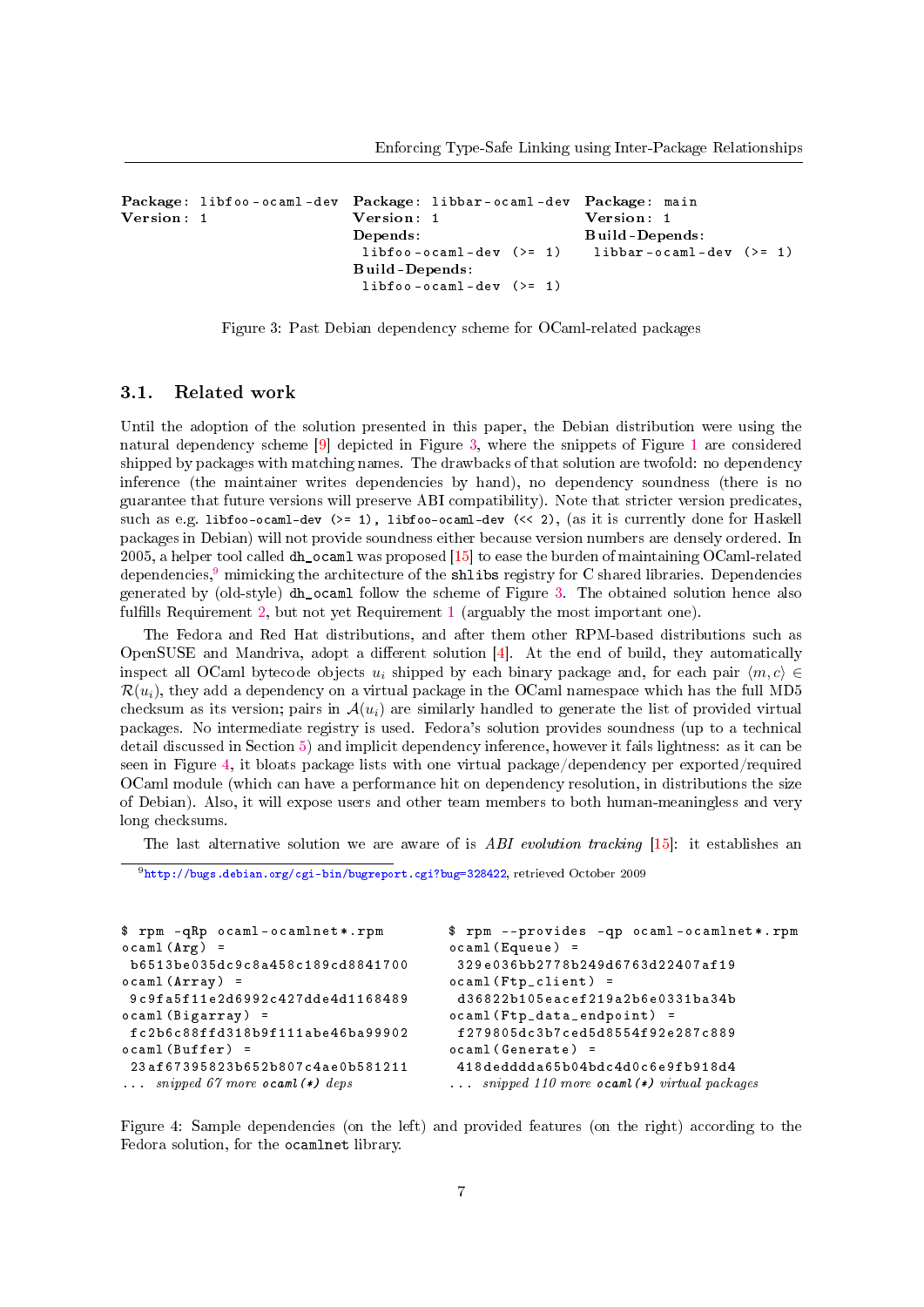```
Package: libfoo-ocaml-dev
Version: 1
```

```
Package: libbar-ocaml-dev
Version: 1
Depends:
 libfoo-ocaml-dev (>= 1)
Build-Depends:
 libfoo-ocaml-dev (>= 1)
```

```
Package: main
Version: 1
Build-Depends:
 libbar-ocaml-dev (>= 1)
```

Figure 3: Past Debian dependency scheme for OCaml-related packages

### 3.1. Related work

Until the adoption of the solution presented in this paper, the Debian distribution were using the natural dependency scheme [9] depicted in Figure 3, where the snippets of Figure 1 are considered shipped by packages with matching names. The drawbacks of that solution are twofold: no dependency inference (the maintainer writes dependencies by hand), no dependency soundness (there is no guarantee that future versions will preserve ABI compatibility). Note that stricter version predicates, such as e.g. `libfoo-ocaml-dev (>= 1), libfoo-ocaml-dev (<< 2)`, (as it is currently done for Haskell packages in Debian) will not provide soundness either because version numbers are densely ordered. In 2005, a helper tool called `dh_ocaml` was proposed [15] to ease the burden of maintaining OCaml-related dependencies,[9] mimicking the architecture of the `shlibs` registry for C shared libraries. Dependencies generated by (old-style) `dh_ocaml` follow the scheme of Figure 3. The obtained solution hence also fulfills Requirement 2, but not yet Requirement 1 (arguably the most important one).

The Fedora and Red Hat distributions, and after them other RPM-based distributions such as OpenSUSE and Mandriva, adopt a different solution [4]. At the end of build, they automatically inspect all OCaml bytecode objects $u_i$ shipped by each binary package and, for each pair $\langle m, c \rangle \in \mathcal{R}(u_i)$, they add a dependency on a virtual package in the OCaml namespace which has the full MD5 checksum as its version; pairs in $\mathcal{A}(u_i)$ are similarly handled to generate the list of provided virtual packages. No intermediate registry is used. Fedora's solution provides soundness (up to a technical detail discussed in Section 5) and implicit dependency inference, however it fails lightness: as it can be seen in Figure 4, it bloats package lists with one virtual package/dependency per exported/required OCaml module (which can have a performance hit on dependency resolution, in distributions the size of Debian). Also, it will expose users and other team members to both human-meaningless and very long checksums.

The last alternative solution we are aware of is *ABI evolution tracking* [15]: it establishes an

[9] http://bugs.debian.org/cgi-bin/bugreport.cgi?bug=328422, retrieved October 2009

```
$ rpm -qRp ocaml-ocamlnet*.rpm
ocaml(Arg) =
 b6513be035dc9c8a458c189cd8841700
ocaml(Array) =
 9c9fa5f11e2d6992c427dde4d1168489
ocaml(Bigarray) =
 fc2b6c88ffd318b9f111abe46ba99902
ocaml(Buffer) =
 23af67395823b652b807c4ae0b581211
... snipped 67 more ocaml(*) deps
```

```
$ rpm --provides -qp ocaml-ocamlnet*.rpm
ocaml(Equeue) =
 329e036bb2778b249d6763d22407af19
ocaml(Ftp_client) =
 d36822b105eacef219a2b6e0331ba34b
ocaml(Ftp_data_endpoint) =
 f279805dc3b7ced5d8554f92e287c889
ocaml(Generate) =
 418dedddda65b04bdc4d0c6e9fb918d4
... snipped 110 more ocaml(*) virtual packages
```

Figure 4: Sample dependencies (on the left) and provided features (on the right) according to the Fedora solution, for the `ocamlnet` library.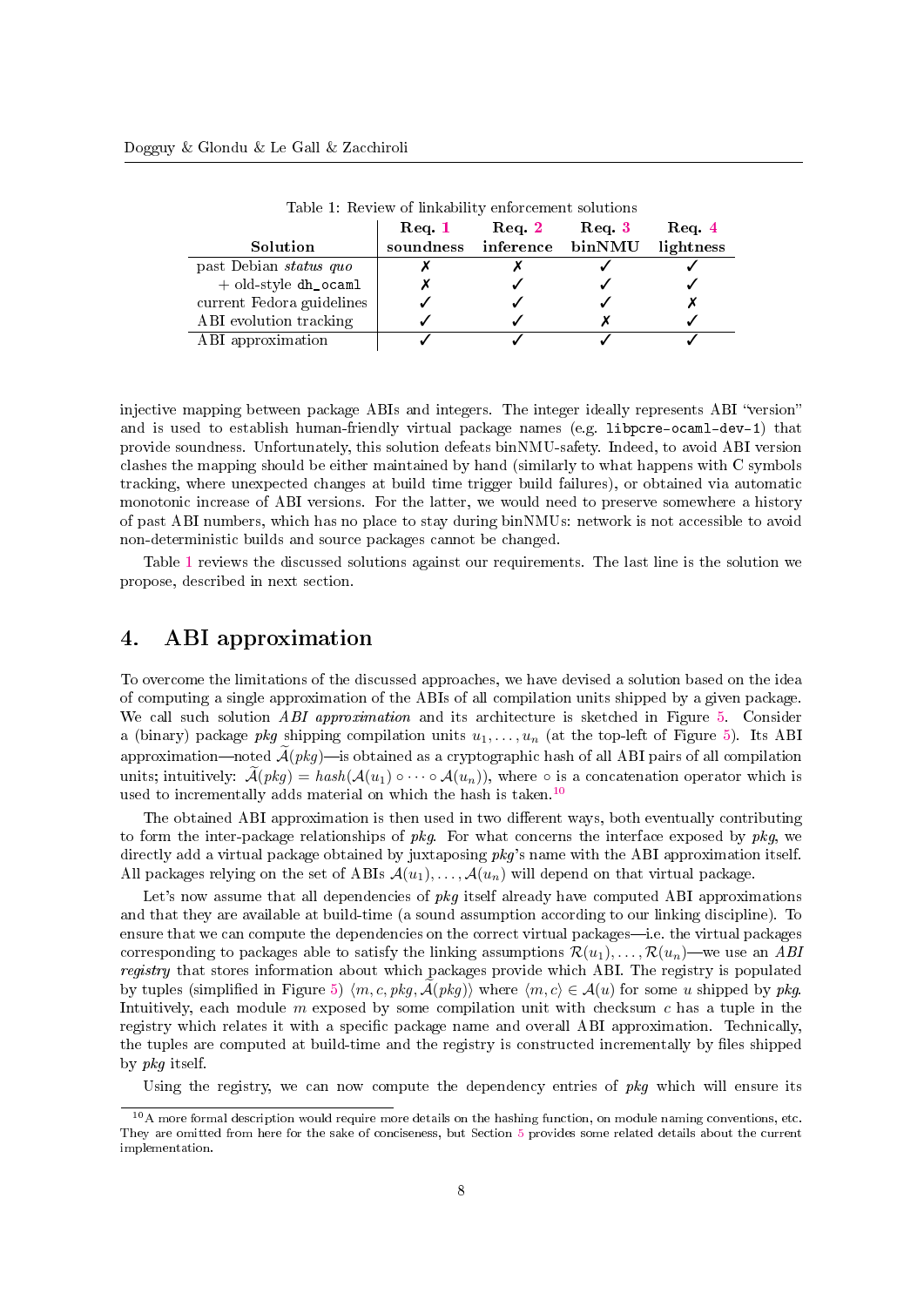Table 1: Review of linkability enforcement solutions

| Solution | Req. 1 soundness | Req. 2 inference | Req. 3 binNMU | Req. 4 lightness |
|---|---|---|---|---|
| past Debian *status quo* | ✗ | ✗ | ✓ | ✓ |
| + old-style `dh_ocaml` | ✗ | ✓ | ✓ | ✓ |
| current Fedora guidelines | ✓ | ✓ | ✓ | ✗ |
| ABI evolution tracking | ✓ | ✓ | ✗ | ✓ |
| ABI approximation | ✓ | ✓ | ✓ | ✓ |

injective mapping between package ABIs and integers. The integer ideally represents ABI "version" and is used to establish human-friendly virtual package names (e.g. `libpcre-ocaml-dev-1`) that provide soundness. Unfortunately, this solution defeats binNMU-safety. Indeed, to avoid ABI version clashes the mapping should be either maintained by hand (similarly to what happens with C symbols tracking, where unexpected changes at build time trigger build failures), or obtained via automatic monotonic increase of ABI versions. For the latter, we would need to preserve somewhere a history of past ABI numbers, which has no place to stay during binNMUs: network is not accessible to avoid non-deterministic builds and source packages cannot be changed.

Table 1 reviews the discussed solutions against our requirements. The last line is the solution we propose, described in next section.

## 4. ABI approximation

To overcome the limitations of the discussed approaches, we have devised a solution based on the idea of computing a single approximation of the ABIs of all compilation units shipped by a given package. We call such solution *ABI approximation* and its architecture is sketched in Figure 5. Consider a (binary) package *pkg* shipping compilation units $u_1, \ldots, u_n$ (at the top-left of Figure 5). Its ABI approximation—noted $\widetilde{\mathcal{A}}(pkg)$—is obtained as a cryptographic hash of all ABI pairs of all compilation units; intuitively: $\widetilde{\mathcal{A}}(pkg) = hash(\mathcal{A}(u_1) \circ \cdots \circ \mathcal{A}(u_n))$, where $\circ$ is a concatenation operator which is used to incrementally adds material on which the hash is taken.[10]

The obtained ABI approximation is then used in two different ways, both eventually contributing to form the inter-package relationships of *pkg*. For what concerns the interface exposed by *pkg*, we directly add a virtual package obtained by juxtaposing *pkg*'s name with the ABI approximation itself. All packages relying on the set of ABIs $\mathcal{A}(u_1), \ldots, \mathcal{A}(u_n)$ will depend on that virtual package.

Let's now assume that all dependencies of *pkg* itself already have computed ABI approximations and that they are available at build-time (a sound assumption according to our linking discipline). To ensure that we can compute the dependencies on the correct virtual packages—i.e. the virtual packages corresponding to packages able to satisfy the linking assumptions $\mathcal{R}(u_1), \ldots, \mathcal{R}(u_n)$—we use an *ABI registry* that stores information about which packages provide which ABI. The registry is populated by tuples (simplified in Figure 5) $\langle m, c, pkg, \widetilde{\mathcal{A}}(pkg)\rangle$ where $\langle m, c\rangle \in \mathcal{A}(u)$ for some $u$ shipped by *pkg*. Intuitively, each module $m$ exposed by some compilation unit with checksum $c$ has a tuple in the registry which relates it with a specific package name and overall ABI approximation. Technically, the tuples are computed at build-time and the registry is constructed incrementally by files shipped by *pkg* itself.

Using the registry, we can now compute the dependency entries of *pkg* which will ensure its

[10] A more formal description would require more details on the hashing function, on module naming conventions, etc. They are omitted from here for the sake of conciseness, but Section 5 provides some related details about the current implementation.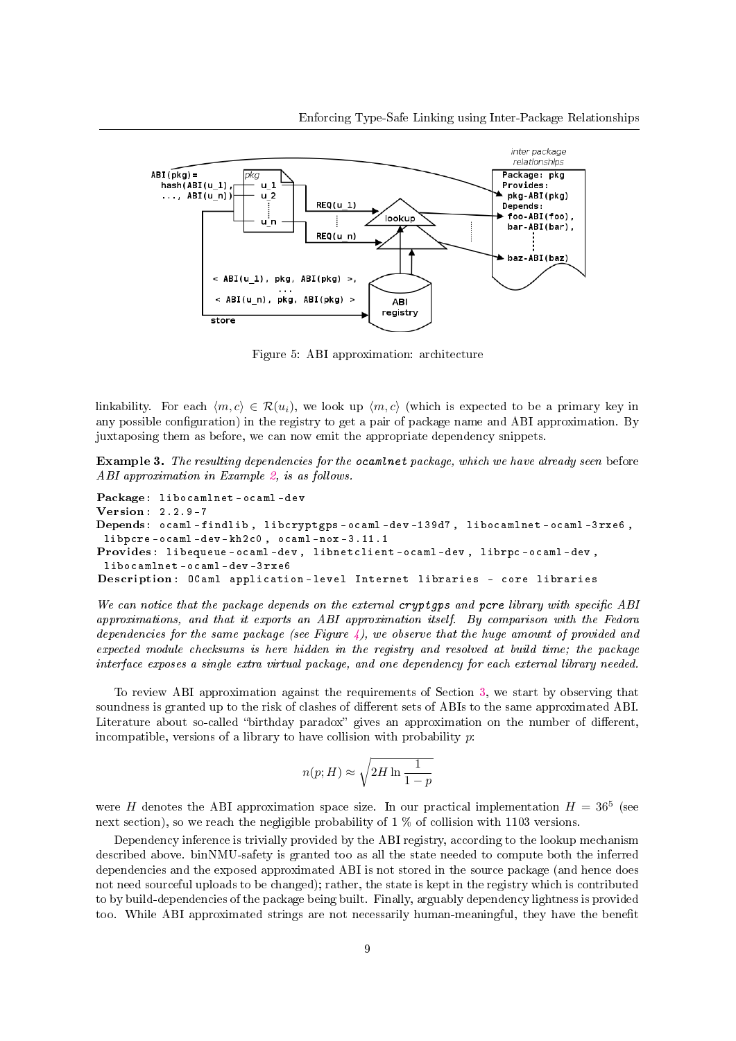Figure 5: ABI approximation: architecture

linkability. For each $\langle m, c\rangle \in \mathcal{R}(u_i)$, we look up $\langle m, c\rangle$ (which is expected to be a primary key in any possible configuration) in the registry to get a pair of package name and ABI approximation. By juxtaposing them as before, we can now emit the appropriate dependency snippets.

**Example 3.** *The resulting dependencies for the* **ocamlnet** *package, which we have already seen* before *ABI approximation in Example 2, is as follows.*

```
Package: libocamlnet-ocaml-dev
Version: 2.2.9-7
Depends: ocaml-findlib, libcryptgps-ocaml-dev-139d7, libocamlnet-ocaml-3rxe6,
 libpcre-ocaml-dev-kh2c0, ocaml-nox-3.11.1
Provides: libequeue-ocaml-dev, libnetclient-ocaml-dev, librpc-ocaml-dev,
 libocamlnet-ocaml-dev-3rxe6
Description: OCaml application-level Internet libraries - core libraries
```

*We can notice that the package depends on the external* **cryptgps** *and* **pcre** *library with specific ABI approximations, and that it exports an ABI approximation itself. By comparison with the Fedora dependencies for the same package (see Figure 4), we observe that the huge amount of provided and expected module checksums is here hidden in the registry and resolved at build time; the package interface exposes a single extra virtual package, and one dependency for each external library needed.*

To review ABI approximation against the requirements of Section 3, we start by observing that soundness is granted up to the risk of clashes of different sets of ABIs to the same approximated ABI. Literature about so-called "birthday paradox" gives an approximation on the number of different, incompatible, versions of a library to have collision with probability $p$:

$$n(p; H) \approx \sqrt{2H \ln \frac{1}{1-p}}$$

were $H$ denotes the ABI approximation space size. In our practical implementation $H = 36^5$ (see next section), so we reach the negligible probability of 1 % of collision with 1103 versions.

Dependency inference is trivially provided by the ABI registry, according to the lookup mechanism described above. binNMU-safety is granted too as all the state needed to compute both the inferred dependencies and the exposed approximated ABI is not stored in the source package (and hence does not need sourceful uploads to be changed); rather, the state is kept in the registry which is contributed to by build-dependencies of the package being built. Finally, arguably dependency lightness is provided too. While ABI approximated strings are not necessarily human-meaningful, they have the benefit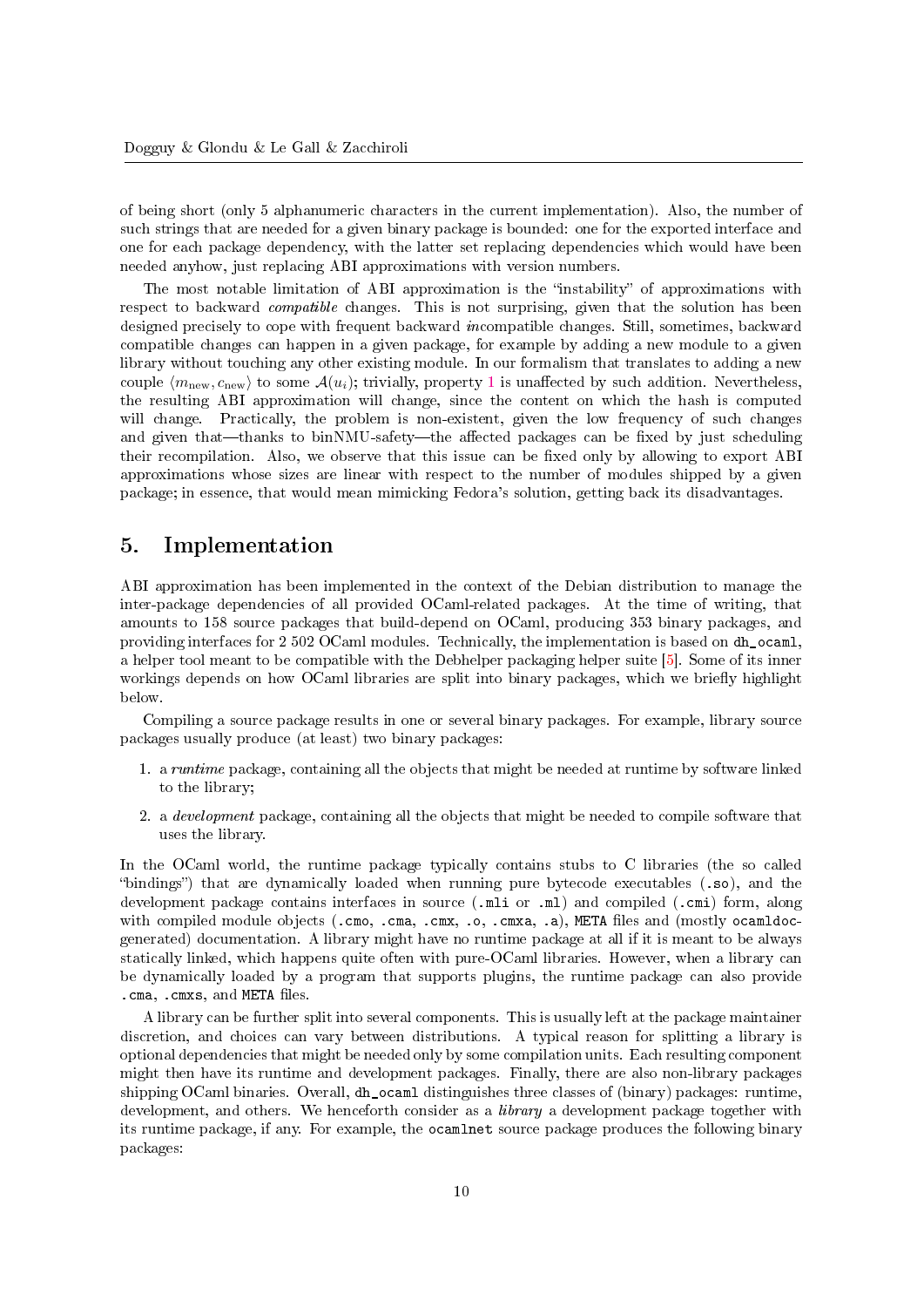of being short (only 5 alphanumeric characters in the current implementation). Also, the number of such strings that are needed for a given binary package is bounded: one for the exported interface and one for each package dependency, with the latter set replacing dependencies which would have been needed anyhow, just replacing ABI approximations with version numbers.

The most notable limitation of ABI approximation is the "instability" of approximations with respect to backward *compatible* changes. This is not surprising, given that the solution has been designed precisely to cope with frequent backward *in*compatible changes. Still, sometimes, backward compatible changes can happen in a given package, for example by adding a new module to a given library without touching any other existing module. In our formalism that translates to adding a new couple $\langle m_{\text{new}}, c_{\text{new}} \rangle$ to some $\mathcal{A}(u_i)$; trivially, property 1 is unaffected by such addition. Nevertheless, the resulting ABI approximation will change, since the content on which the hash is computed will change. Practically, the problem is non-existent, given the low frequency of such changes and given that—thanks to binNMU-safety—the affected packages can be fixed by just scheduling their recompilation. Also, we observe that this issue can be fixed only by allowing to export ABI approximations whose sizes are linear with respect to the number of modules shipped by a given package; in essence, that would mean mimicking Fedora's solution, getting back its disadvantages.

## 5. Implementation

ABI approximation has been implemented in the context of the Debian distribution to manage the inter-package dependencies of all provided OCaml-related packages. At the time of writing, that amounts to 158 source packages that build-depend on OCaml, producing 353 binary packages, and providing interfaces for 2 502 OCaml modules. Technically, the implementation is based on `dh_ocaml`, a helper tool meant to be compatible with the Debhelper packaging helper suite [5]. Some of its inner workings depends on how OCaml libraries are split into binary packages, which we briefly highlight below.

Compiling a source package results in one or several binary packages. For example, library source packages usually produce (at least) two binary packages:

1. a *runtime* package, containing all the objects that might be needed at runtime by software linked to the library;
2. a *development* package, containing all the objects that might be needed to compile software that uses the library.

In the OCaml world, the runtime package typically contains stubs to C libraries (the so called "bindings") that are dynamically loaded when running pure bytecode executables (`.so`), and the development package contains interfaces in source (`.mli` or `.ml`) and compiled (`.cmi`) form, along with compiled module objects (`.cmo`, `.cma`, `.cmx`, `.o`, `.cmxa`, `.a`), `META` files and (mostly `ocamldoc`-generated) documentation. A library might have no runtime package at all if it is meant to be always statically linked, which happens quite often with pure-OCaml libraries. However, when a library can be dynamically loaded by a program that supports plugins, the runtime package can also provide `.cma`, `.cmxs`, and `META` files.

A library can be further split into several components. This is usually left at the package maintainer discretion, and choices can vary between distributions. A typical reason for splitting a library is optional dependencies that might be needed only by some compilation units. Each resulting component might then have its runtime and development packages. Finally, there are also non-library packages shipping OCaml binaries. Overall, `dh_ocaml` distinguishes three classes of (binary) packages: runtime, development, and others. We henceforth consider as a *library* a development package together with its runtime package, if any. For example, the `ocamlnet` source package produces the following binary packages: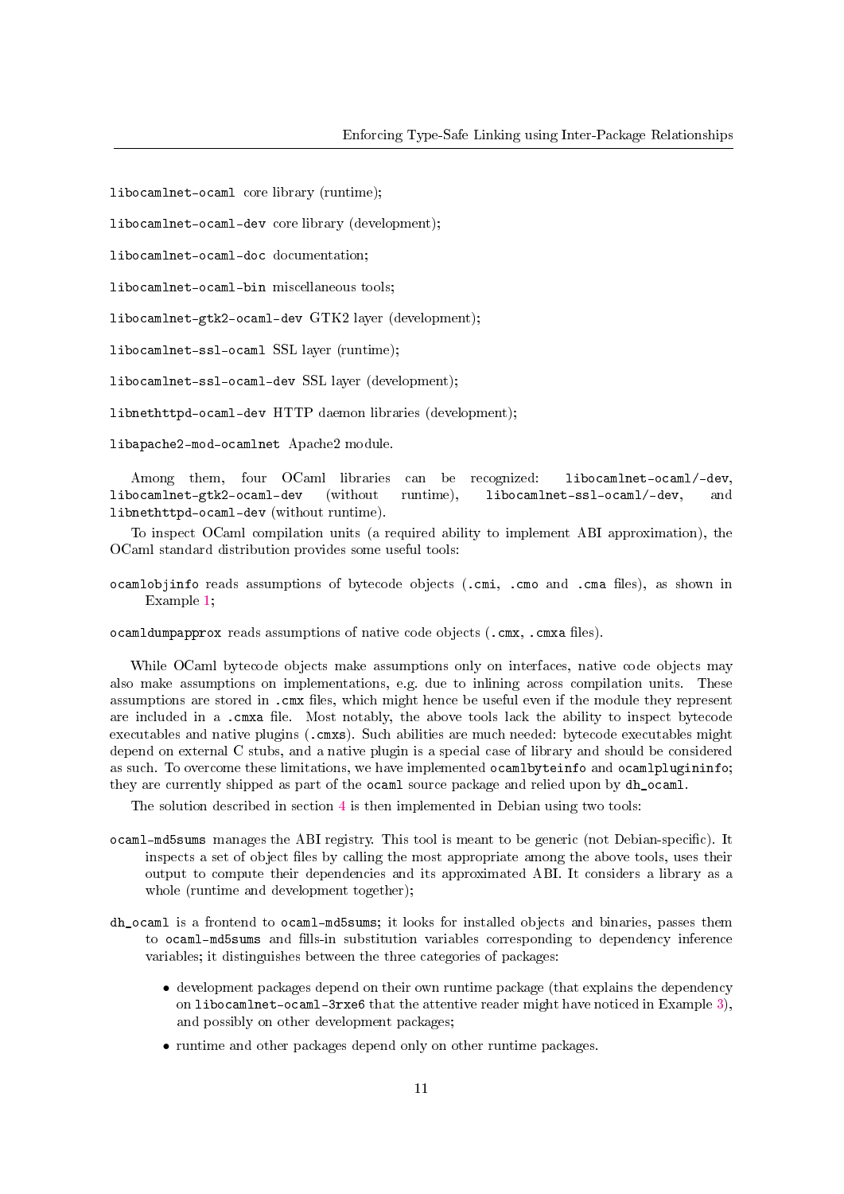`libocamlnet-ocaml` core library (runtime);

`libocamlnet-ocaml-dev` core library (development);

`libocamlnet-ocaml-doc` documentation;

`libocamlnet-ocaml-bin` miscellaneous tools;

`libocamlnet-gtk2-ocaml-dev` GTK2 layer (development);

`libocamlnet-ssl-ocaml` SSL layer (runtime);

`libocamlnet-ssl-ocaml-dev` SSL layer (development);

`libnethttpd-ocaml-dev` HTTP daemon libraries (development);

`libapache2-mod-ocamlnet` Apache2 module.

Among them, four OCaml libraries can be recognized: `libocamlnet-ocaml/-dev`, `libocamlnet-gtk2-ocaml-dev` (without runtime), `libocamlnet-ssl-ocaml/-dev`, and `libnethttpd-ocaml-dev` (without runtime).

To inspect OCaml compilation units (a required ability to implement ABI approximation), the OCaml standard distribution provides some useful tools:

`ocamlobjinfo` reads assumptions of bytecode objects (`.cmi`, `.cmo` and `.cma` files), as shown in Example 1;

`ocamldumpapprox` reads assumptions of native code objects (`.cmx`, `.cmxa` files).

While OCaml bytecode objects make assumptions only on interfaces, native code objects may also make assumptions on implementations, e.g. due to inlining across compilation units. These assumptions are stored in `.cmx` files, which might hence be useful even if the module they represent are included in a `.cmxa` file. Most notably, the above tools lack the ability to inspect bytecode executables and native plugins (`.cmxs`). Such abilities are much needed: bytecode executables might depend on external C stubs, and a native plugin is a special case of library and should be considered as such. To overcome these limitations, we have implemented `ocamlbyteinfo` and `ocamlplugininfo`; they are currently shipped as part of the `ocaml` source package and relied upon by `dh_ocaml`.

The solution described in section 4 is then implemented in Debian using two tools:

`ocaml-md5sums` manages the ABI registry. This tool is meant to be generic (not Debian-specific). It inspects a set of object files by calling the most appropriate among the above tools, uses their output to compute their dependencies and its approximated ABI. It considers a library as a whole (runtime and development together);

`dh_ocaml` is a frontend to `ocaml-md5sums`; it looks for installed objects and binaries, passes them to `ocaml-md5sums` and fills-in substitution variables corresponding to dependency inference variables; it distinguishes between the three categories of packages:

- development packages depend on their own runtime package (that explains the dependency on `libocamlnet-ocaml-3rxe6` that the attentive reader might have noticed in Example 3), and possibly on other development packages;
- runtime and other packages depend only on other runtime packages.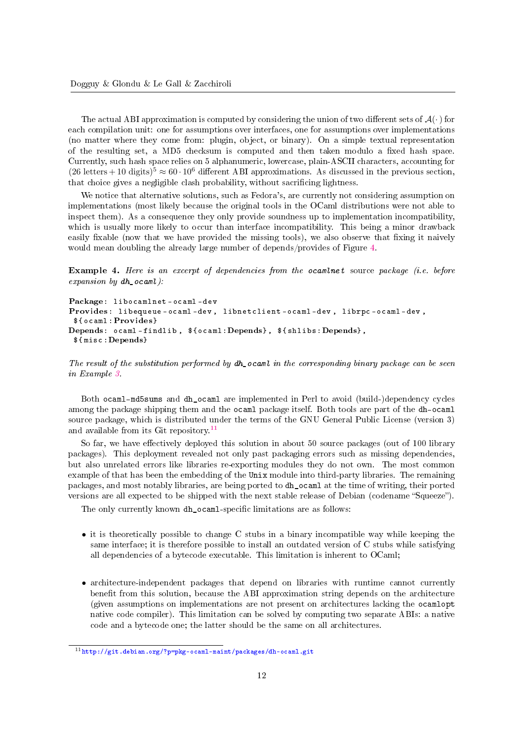The actual ABI approximation is computed by considering the union of two different sets of $\mathcal{A}(\cdot)$ for each compilation unit: one for assumptions over interfaces, one for assumptions over implementations (no matter where they come from: plugin, object, or binary). On a simple textual representation of the resulting set, a MD5 checksum is computed and then taken modulo a fixed hash space. Currently, such hash space relies on 5 alphanumeric, lowercase, plain-ASCII characters, accounting for $(26 \text{ letters} + 10 \text{ digits})^5 \approx 60 \cdot 10^6$ different ABI approximations. As discussed in the previous section, that choice gives a negligible clash probability, without sacrificing lightness.

We notice that alternative solutions, such as Fedora's, are currently not considering assumption on implementations (most likely because the original tools in the OCaml distributions were not able to inspect them). As a consequence they only provide soundness up to implementation incompatibility, which is usually more likely to occur than interface incompatibility. This being a minor drawback easily fixable (now that we have provided the missing tools), we also observe that fixing it naively would mean doubling the already large number of depends/provides of Figure 4.

**Example 4.** *Here is an excerpt of dependencies from the `ocamlnet` source package (i.e. before expansion by `dh_ocaml`):*

```
Package: libocamlnet-ocaml-dev
Provides: libequeue-ocaml-dev, libnetclient-ocaml-dev, librpc-ocaml-dev,
 ${ocaml:Provides}
Depends: ocaml-findlib, ${ocaml:Depends}, ${shlibs:Depends},
 ${misc:Depends}
```

*The result of the substitution performed by `dh_ocaml` in the corresponding binary package can be seen in Example 3.*

Both `ocaml-md5sums` and `dh_ocaml` are implemented in Perl to avoid (build-)dependency cycles among the package shipping them and the `ocaml` package itself. Both tools are part of the `dh-ocaml` source package, which is distributed under the terms of the GNU General Public License (version 3) and available from its Git repository.[11]

So far, we have effectively deployed this solution in about 50 source packages (out of 100 library packages). This deployment revealed not only past packaging errors such as missing dependencies, but also unrelated errors like libraries re-exporting modules they do not own. The most common example of that has been the embedding of the `Unix` module into third-party libraries. The remaining packages, and most notably libraries, are being ported to `dh_ocaml` at the time of writing, their ported versions are all expected to be shipped with the next stable release of Debian (codename "Squeeze").

The only currently known `dh_ocaml`-specific limitations are as follows:

- it is theoretically possible to change C stubs in a binary incompatible way while keeping the same interface; it is therefore possible to install an outdated version of C stubs while satisfying all dependencies of a bytecode executable. This limitation is inherent to OCaml;

- architecture-independent packages that depend on libraries with runtime cannot currently benefit from this solution, because the ABI approximation string depends on the architecture (given assumptions on implementations are not present on architectures lacking the `ocamlopt` native code compiler). This limitation can be solved by computing two separate ABIs: a native code and a bytecode one; the latter should be the same on all architectures.

[11] http://git.debian.org/?p=pkg-ocaml-maint/packages/dh-ocaml.git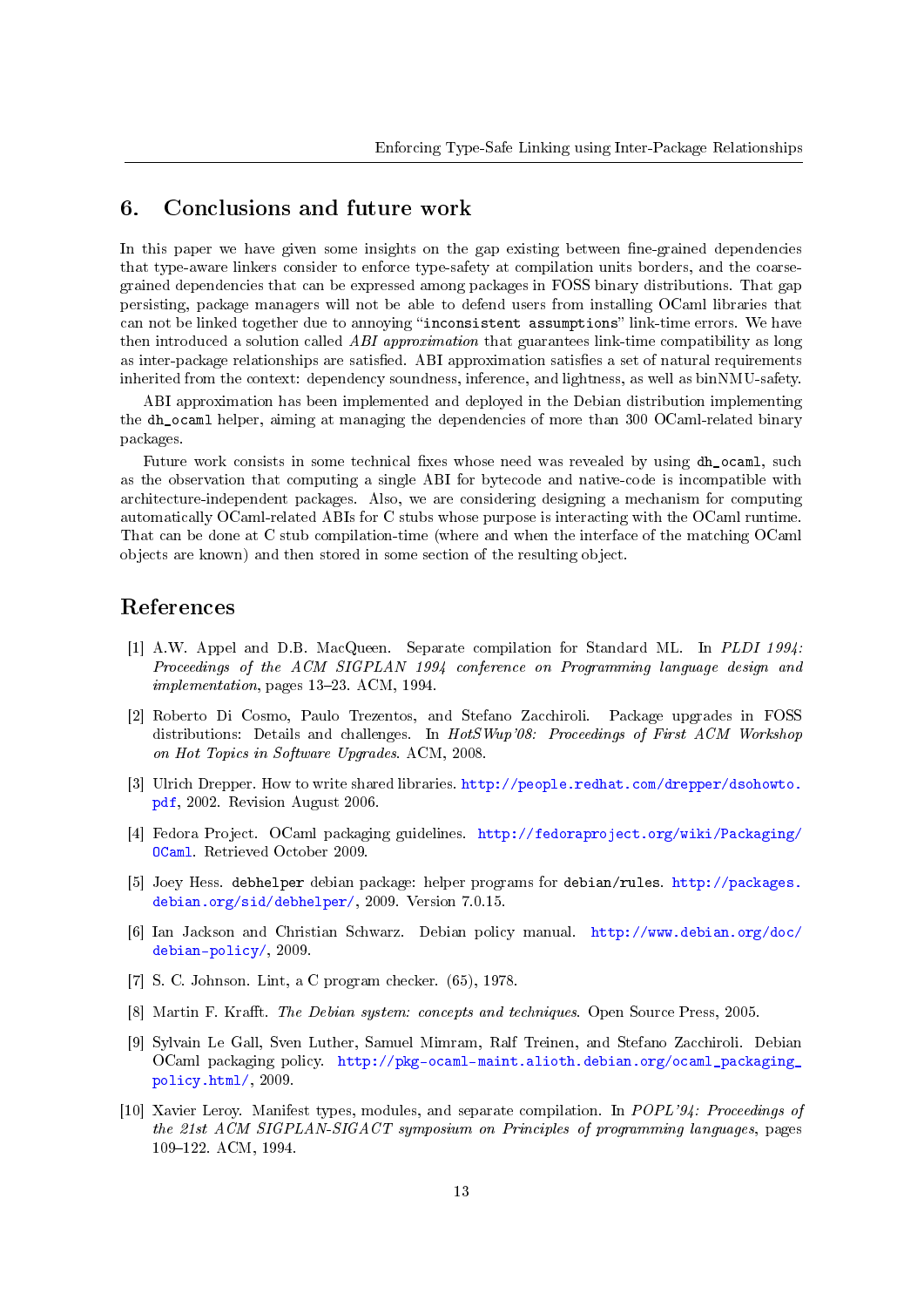## 6. Conclusions and future work

In this paper we have given some insights on the gap existing between fine-grained dependencies that type-aware linkers consider to enforce type-safety at compilation units borders, and the coarse-grained dependencies that can be expressed among packages in FOSS binary distributions. That gap persisting, package managers will not be able to defend users from installing OCaml libraries that can not be linked together due to annoying "`inconsistent assumptions`" link-time errors. We have then introduced a solution called *ABI approximation* that guarantees link-time compatibility as long as inter-package relationships are satisfied. ABI approximation satisfies a set of natural requirements inherited from the context: dependency soundness, inference, and lightness, as well as binNMU-safety.

ABI approximation has been implemented and deployed in the Debian distribution implementing the `dh_ocaml` helper, aiming at managing the dependencies of more than 300 OCaml-related binary packages.

Future work consists in some technical fixes whose need was revealed by using `dh_ocaml`, such as the observation that computing a single ABI for bytecode and native-code is incompatible with architecture-independent packages. Also, we are considering designing a mechanism for computing automatically OCaml-related ABIs for C stubs whose purpose is interacting with the OCaml runtime. That can be done at C stub compilation-time (where and when the interface of the matching OCaml objects are known) and then stored in some section of the resulting object.

## References

[1] A.W. Appel and D.B. MacQueen. Separate compilation for Standard ML. In *PLDI 1994: Proceedings of the ACM SIGPLAN 1994 conference on Programming language design and implementation*, pages 13–23. ACM, 1994.

[2] Roberto Di Cosmo, Paulo Trezentos, and Stefano Zacchiroli. Package upgrades in FOSS distributions: Details and challenges. In *HotSWup'08: Proceedings of First ACM Workshop on Hot Topics in Software Upgrades*. ACM, 2008.

[3] Ulrich Drepper. How to write shared libraries. http://people.redhat.com/drepper/dsohowto.pdf, 2002. Revision August 2006.

[4] Fedora Project. OCaml packaging guidelines. http://fedoraproject.org/wiki/Packaging/OCaml. Retrieved October 2009.

[5] Joey Hess. `debhelper` debian package: helper programs for `debian/rules`. http://packages.debian.org/sid/debhelper/, 2009. Version 7.0.15.

[6] Ian Jackson and Christian Schwarz. Debian policy manual. http://www.debian.org/doc/debian-policy/, 2009.

[7] S. C. Johnson. Lint, a C program checker. (65), 1978.

[8] Martin F. Krafft. *The Debian system: concepts and techniques*. Open Source Press, 2005.

[9] Sylvain Le Gall, Sven Luther, Samuel Mimram, Ralf Treinen, and Stefano Zacchiroli. Debian OCaml packaging policy. http://pkg-ocaml-maint.alioth.debian.org/ocaml_packaging_policy.html/, 2009.

[10] Xavier Leroy. Manifest types, modules, and separate compilation. In *POPL'94: Proceedings of the 21st ACM SIGPLAN-SIGACT symposium on Principles of programming languages*, pages 109–122. ACM, 1994.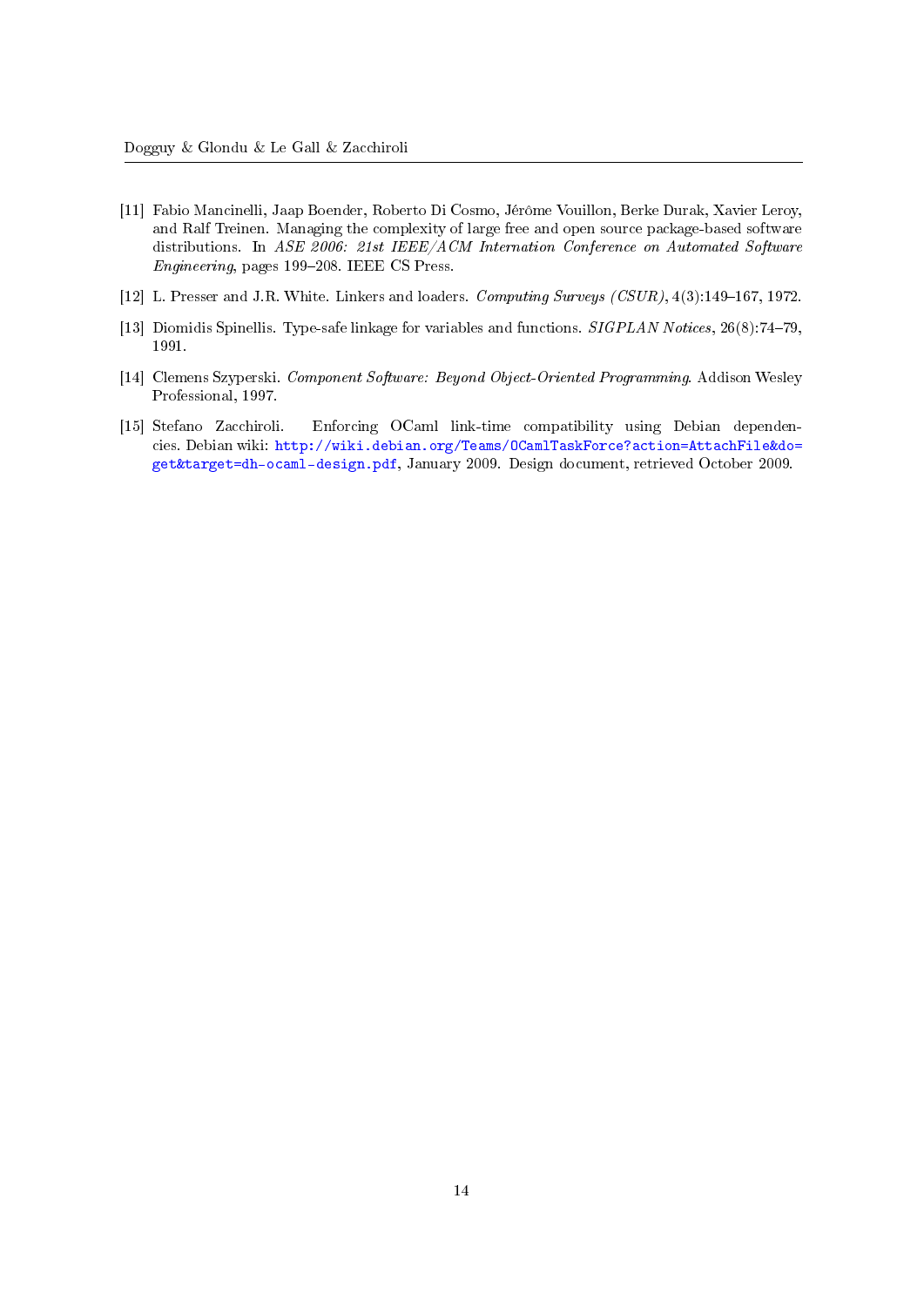[11] Fabio Mancinelli, Jaap Boender, Roberto Di Cosmo, Jérôme Vouillon, Berke Durak, Xavier Leroy, and Ralf Treinen. Managing the complexity of large free and open source package-based software distributions. In *ASE 2006: 21st IEEE/ACM Internation Conference on Automated Software Engineering*, pages 199–208. IEEE CS Press.

[12] L. Presser and J.R. White. Linkers and loaders. *Computing Surveys (CSUR)*, 4(3):149–167, 1972.

[13] Diomidis Spinellis. Type-safe linkage for variables and functions. *SIGPLAN Notices*, 26(8):74–79, 1991.

[14] Clemens Szyperski. *Component Software: Beyond Object-Oriented Programming*. Addison Wesley Professional, 1997.

[15] Stefano Zacchiroli. Enforcing OCaml link-time compatibility using Debian dependencies. Debian wiki: http://wiki.debian.org/Teams/OCamlTaskForce?action=AttachFile&do=get&target=dh-ocaml-design.pdf, January 2009. Design document, retrieved October 2009.